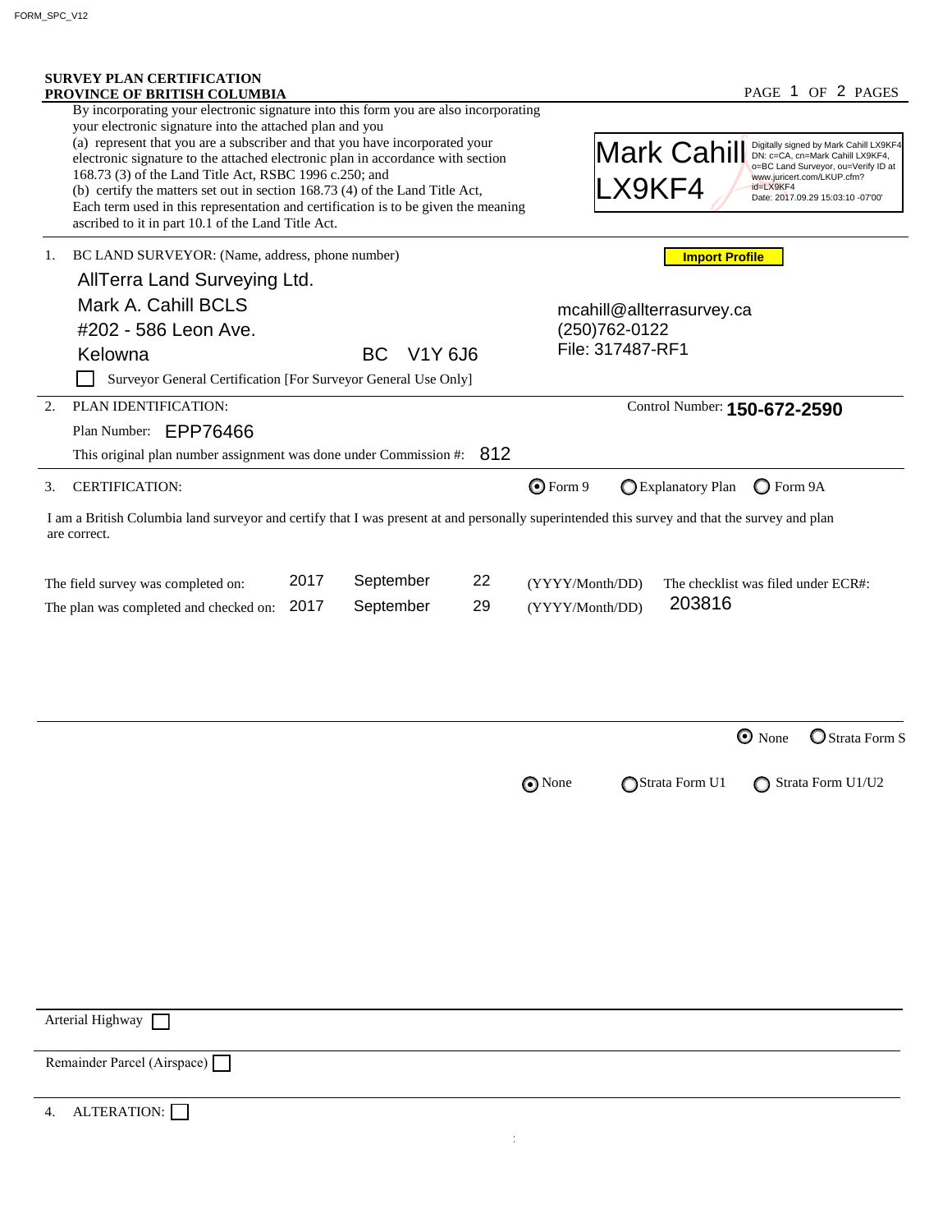FORM_SPC_V12

**SURVEY PLAN CERTIFICATION**
**PROVINCE OF BRITISH COLUMBIA**

PAGE 1 OF 2 PAGES

By incorporating your electronic signature into this form you are also incorporating your electronic signature into the attached plan and you

(a) represent that you are a subscriber and that you have incorporated your electronic signature to the attached electronic plan in accordance with section 168.73 (3) of the Land Title Act, RSBC 1996 c.250; and

(b) certify the matters set out in section 168.73 (4) of the Land Title Act,

Each term used in this representation and certification is to be given the meaning ascribed to it in part 10.1 of the Land Title Act.

Mark Cahill LX9KF4
Digitally signed by Mark Cahill LX9KF4
DN: c=CA, cn=Mark Cahill LX9KF4, o=BC Land Surveyor, ou=Verify ID at www.juricert.com/LKUP.cfm?id=LX9KF4
Date: 2017.09.29 15:03:10 -07'00'

1. BC LAND SURVEYOR: (Name, address, phone number)

Import Profile

AllTerra Land Surveying Ltd.
Mark A. Cahill BCLS
#202 - 586 Leon Ave.
Kelowna BC V1Y 6J6

mcahill@allterrasurvey.ca
(250)762-0122
File: 317487-RF1

☐ Surveyor General Certification [For Surveyor General Use Only]

2. PLAN IDENTIFICATION:

Control Number: **150-672-2590**

Plan Number: EPP76466

This original plan number assignment was done under Commission #: 812

3. CERTIFICATION:

◉ Form 9 ○ Explanatory Plan ○ Form 9A

I am a British Columbia land surveyor and certify that I was present at and personally superintended this survey and that the survey and plan are correct.

The field survey was completed on: 2017 September 22 (YYYY/Month/DD)

The plan was completed and checked on: 2017 September 29 (YYYY/Month/DD)

The checklist was filed under ECR#: 203816

◉ None ○ Strata Form S

◉ None ○ Strata Form U1 ○ Strata Form U1/U2

Arterial Highway ☐

Remainder Parcel (Airspace) ☐

4. ALTERATION: ☐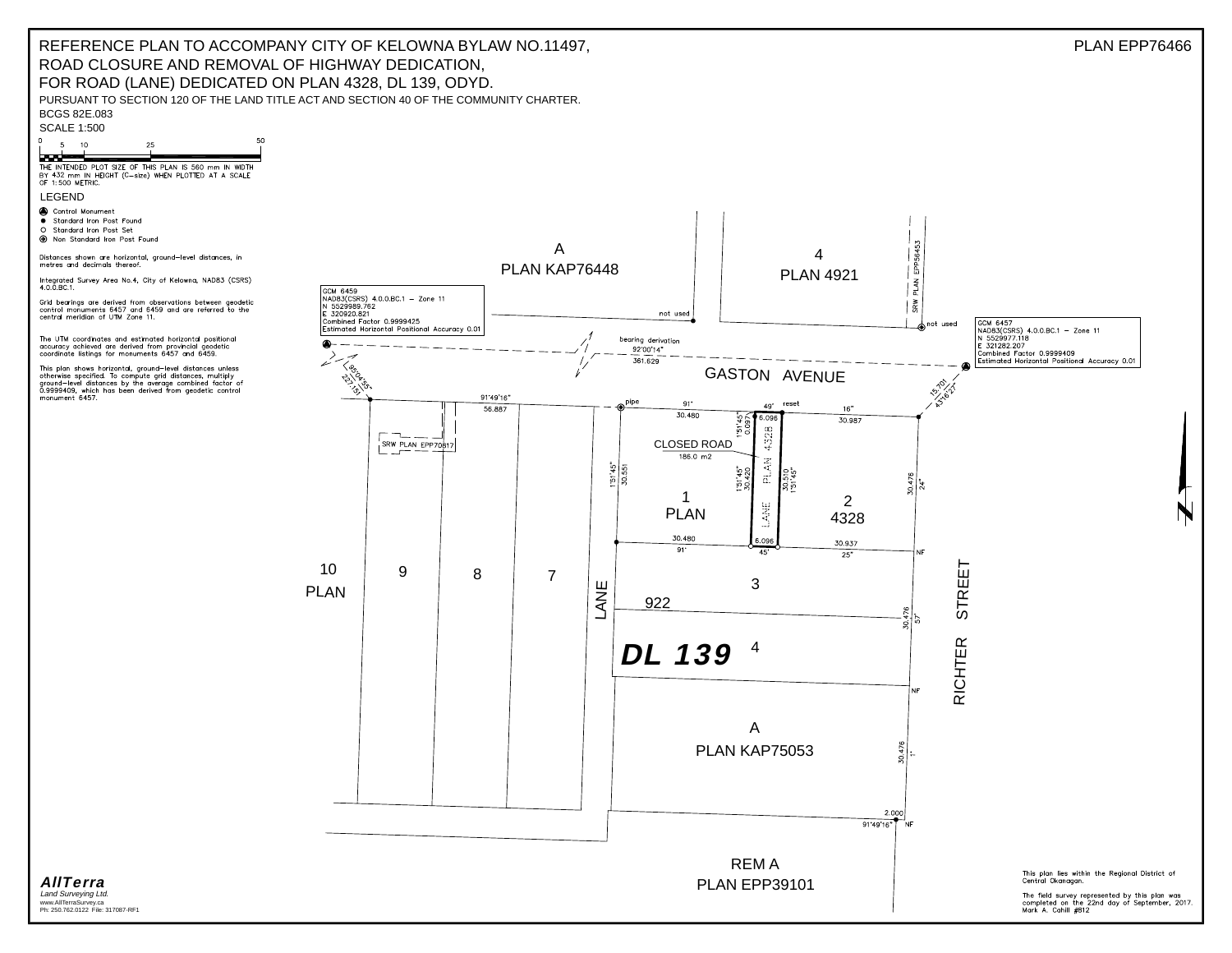# REFERENCE PLAN TO ACCOMPANY CITY OF KELOWNA BYLAW NO.11497, ROAD CLOSURE AND REMOVAL OF HIGHWAY DEDICATION, FOR ROAD (LANE) DEDICATED ON PLAN 4328, DL 139, ODYD.

PLAN EPP76466

PURSUANT TO SECTION 120 OF THE LAND TITLE ACT AND SECTION 40 OF THE COMMUNITY CHARTER.

BCGS 82E.083

SCALE 1:500

0 5 10 25 50

THE INTENDED PLOT SIZE OF THIS PLAN IS 560 mm IN WIDTH BY 432 mm IN HEIGHT (C–size) WHEN PLOTTED AT A SCALE OF 1:500 METRIC.

LEGEND

- Control Monument
- Standard Iron Post Found
- Standard Iron Post Set
- Non Standard Iron Post Found

Distances shown are horizontal, ground–level distances, in metres and decimals thereof.

Integrated Survey Area No.4, City of Kelowna, NAD83 (CSRS) 4.0.0.BC.1.

Grid bearings are derived from observations between geodetic control monuments 6457 and 6459 and are referred to the central meridian of UTM Zone 11.

The UTM coordinates and estimated horizontal positional accuracy achieved are derived from provincial geodetic coordinate listings for monuments 6457 and 6459.

This plan shows horizontal, ground–level distances unless otherwise specified. To compute grid distances, multiply ground–level distances by the average combined factor of 0.9999409, which has been derived from geodetic control monument 6457.

GCM 6459
NAD83(CSRS) 4.0.0.BC.1 – Zone 11
N 5529989.762
E 320920.821
Combined Factor 0.9999425
Estimated Horizontal Positional Accuracy 0.01

GCM 6457
NAD83(CSRS) 4.0.0.BC.1 – Zone 11
N 5529977.118
E 321282.207
Combined Factor 0.9999409
Estimated Horizontal Positional Accuracy 0.01

A
PLAN KAP76448

4
PLAN 4921

SRW PLAN EPP56453

not used

not used

bearing derivation
92°00'14"
361.629

GASTON AVENUE

95°04'55"
27.151

15.701
43°16'27"

91°49'16"
56.887

SRW PLAN EPP70817

pipe

91°
30.480

1°51'45"
0.097

49°
6.096

reset

16"
30.987

CLOSED ROAD
186.0 m2

1°51'45"
30.551

1°51'45"
30.420

LANE PLAN 4328

30.510
1°51'45"

30.476
24"

1
PLAN

2
4328

30.480
91°

6.096
45"

30.937
25"

NF

10
PLAN

9

8

7

LANE

3

922

30.476
57"

DL 139

4

RICHTER STREET

NF

A
PLAN KAP75053

30.476
1"

2.000
91°49'16"

NF

REM A
PLAN EPP39101

N

**AllTerra**
*Land Surveying Ltd.*
www.AllTerraSurvey.ca
Ph: 250.762.0122 File: 317087-RF1

This plan lies within the Regional District of Central Okanagan.

The field survey represented by this plan was completed on the 22nd day of September, 2017.
Mark A. Cahill #812